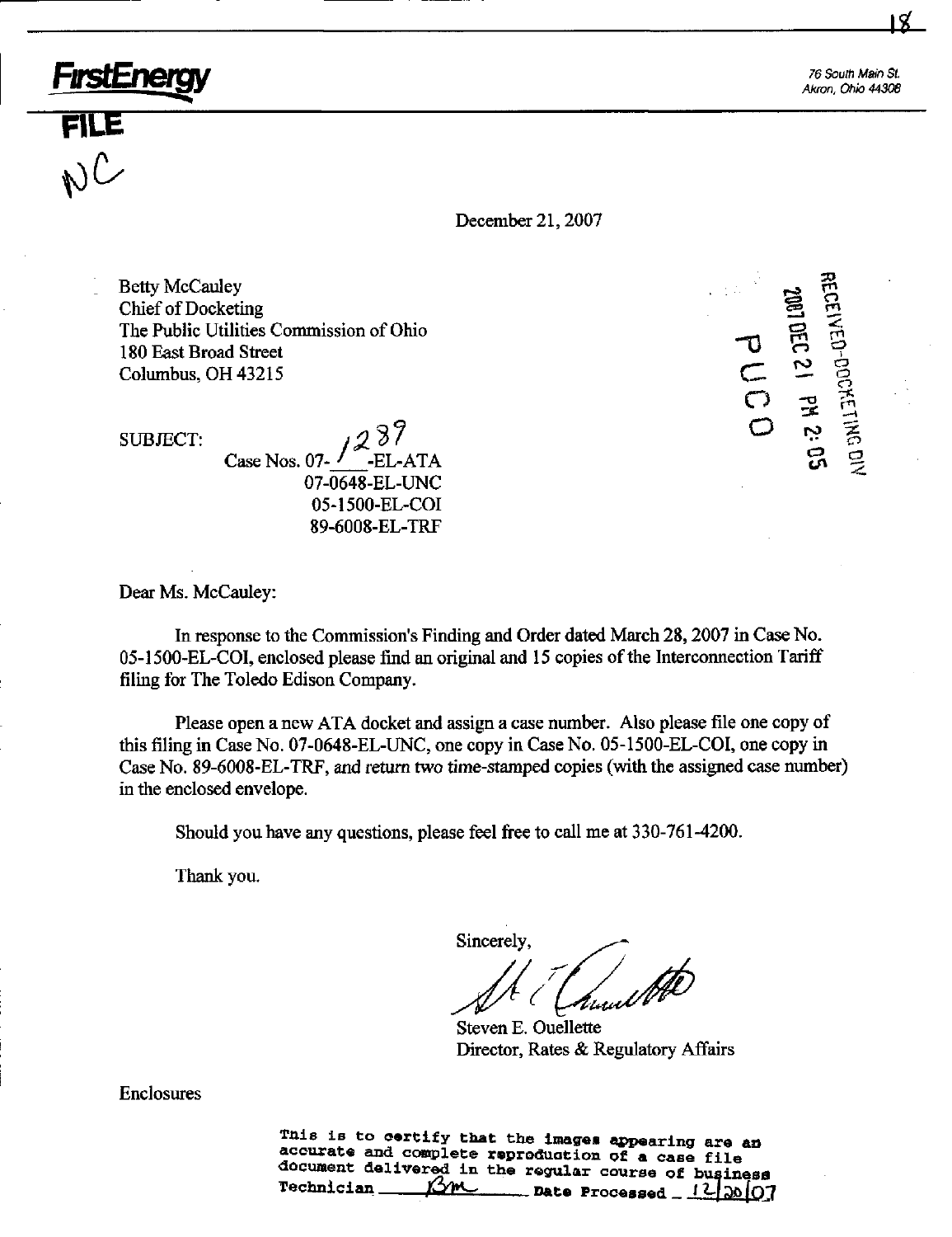**FirstEnergy**

76 South Main St.
Akron, Ohio 44308

**FILE**

NC

December 21, 2007

RECEIVED-DOCKETING DIV
2007 DEC 21 PM 2:05
PUCO

Betty McCauley
Chief of Docketing
The Public Utilities Commission of Ohio
180 East Broad Street
Columbus, OH 43215

SUBJECT: Case Nos. 07-1289-EL-ATA
07-0648-EL-UNC
05-1500-EL-COI
89-6008-EL-TRF

Dear Ms. McCauley:

In response to the Commission's Finding and Order dated March 28, 2007 in Case No. 05-1500-EL-COI, enclosed please find an original and 15 copies of the Interconnection Tariff filing for The Toledo Edison Company.

Please open a new ATA docket and assign a case number. Also please file one copy of this filing in Case No. 07-0648-EL-UNC, one copy in Case No. 05-1500-EL-COI, one copy in Case No. 89-6008-EL-TRF, and return two time-stamped copies (with the assigned case number) in the enclosed envelope.

Should you have any questions, please feel free to call me at 330-761-4200.

Thank you.

Sincerely,

Steven E. Ouellette
Director, Rates & Regulatory Affairs

Enclosures

This is to certify that the images appearing are an accurate and complete reproduction of a case file document delivered in the regular course of business
Technician BM Date Processed 12/20/07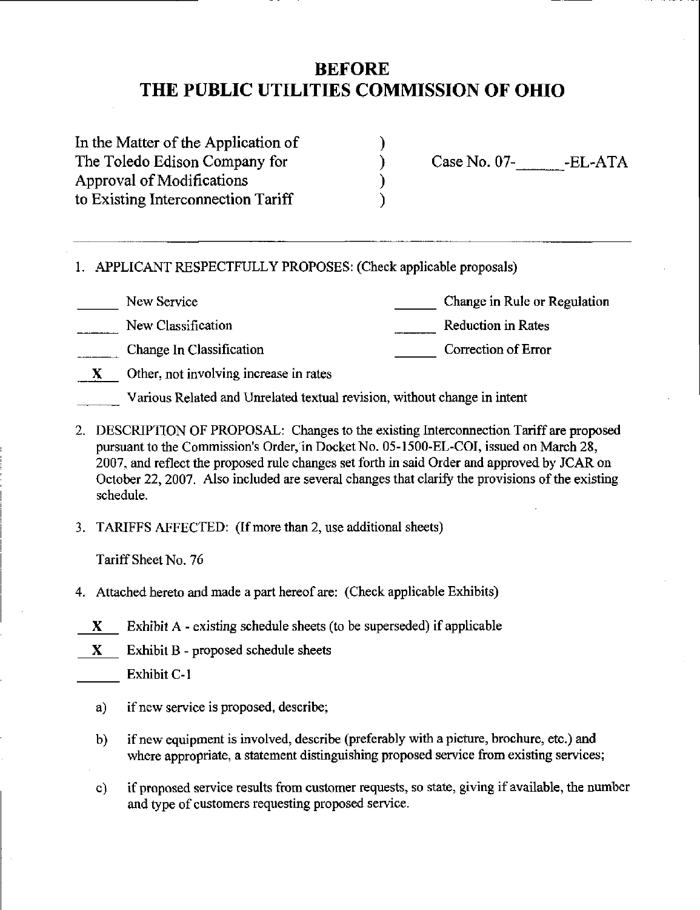# BEFORE
# THE PUBLIC UTILITIES COMMISSION OF OHIO

| | | |
|---|---|---|
| In the Matter of the Application of | ) | |
| The Toledo Edison Company for | ) | Case No. 07-______-EL-ATA |
| Approval of Modifications | ) | |
| to Existing Interconnection Tariff | ) | |

---

1. APPLICANT RESPECTFULLY PROPOSES: (Check applicable proposals)

| | |
|---|---|
| ______ New Service | ______ Change in Rule or Regulation |
| ______ New Classification | ______ Reduction in Rates |
| ______ Change In Classification | ______ Correction of Error |
| __X__ Other, not involving increase in rates | |
| ______ Various Related and Unrelated textual revision, without change in intent | |

2. DESCRIPTION OF PROPOSAL: Changes to the existing Interconnection Tariff are proposed pursuant to the Commission's Order, in Docket No. 05-1500-EL-COI, issued on March 28, 2007, and reflect the proposed rule changes set forth in said Order and approved by JCAR on October 22, 2007. Also included are several changes that clarify the provisions of the existing schedule.

3. TARIFFS AFFECTED: (If more than 2, use additional sheets)

   Tariff Sheet No. 76

4. Attached hereto and made a part hereof are: (Check applicable Exhibits)

   __X__ Exhibit A - existing schedule sheets (to be superseded) if applicable

   __X__ Exhibit B - proposed schedule sheets

   ______ Exhibit C-1

   a) if new service is proposed, describe;

   b) if new equipment is involved, describe (preferably with a picture, brochure, etc.) and where appropriate, a statement distinguishing proposed service from existing services;

   c) if proposed service results from customer requests, so state, giving if available, the number and type of customers requesting proposed service.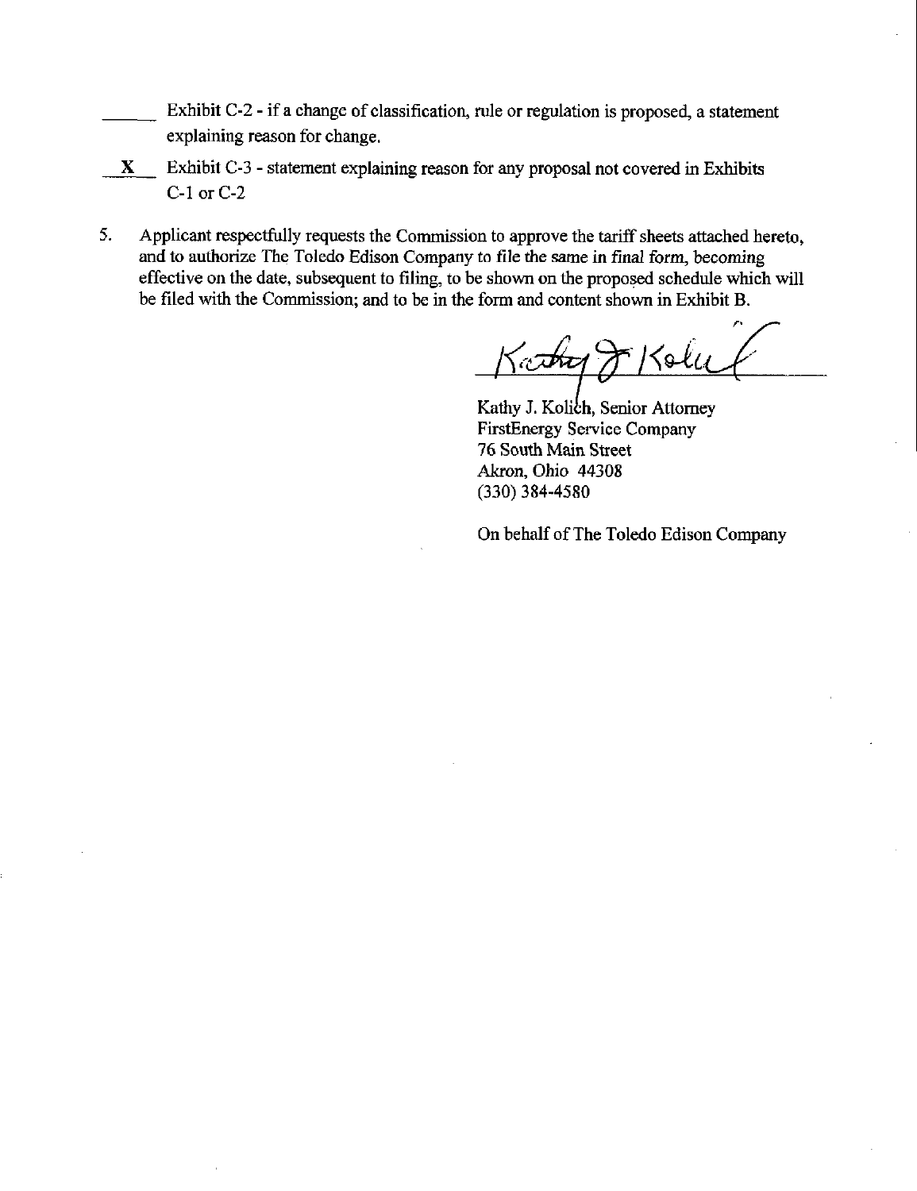_____ Exhibit C-2 - if a change of classification, rule or regulation is proposed, a statement explaining reason for change.

__**X**__ Exhibit C-3 - statement explaining reason for any proposal not covered in Exhibits C-1 or C-2

5. Applicant respectfully requests the Commission to approve the tariff sheets attached hereto, and to authorize The Toledo Edison Company to file the same in final form, becoming effective on the date, subsequent to filing, to be shown on the proposed schedule which will be filed with the Commission; and to be in the form and content shown in Exhibit B.

Kathy J. Kolich, Senior Attorney
FirstEnergy Service Company
76 South Main Street
Akron, Ohio 44308
(330) 384-4580

On behalf of The Toledo Edison Company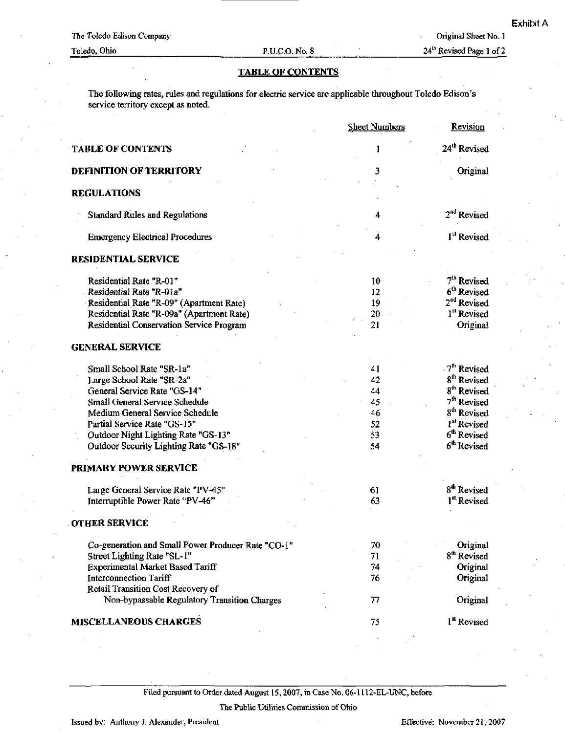Exhibit A

The Toledo Edison Company
Toledo, Ohio

P.U.C.O. No. 8

Original Sheet No. 1
24th Revised Page 1 of 2

## TABLE OF CONTENTS

The following rates, rules and regulations for electric service are applicable throughout Toledo Edison's service territory except as noted.

| | Sheet Numbers | Revision |
|---|---|---|
| **TABLE OF CONTENTS** | 1 | 24th Revised |
| **DEFINITION OF TERRITORY** | 3 | Original |
| **REGULATIONS** | | |
| Standard Rules and Regulations | 4 | 2nd Revised |
| Emergency Electrical Procedures | 4 | 1st Revised |
| **RESIDENTIAL SERVICE** | | |
| Residential Rate "R-01" | 10 | 7th Revised |
| Residential Rate "R-01a" | 12 | 6th Revised |
| Residential Rate "R-09" (Apartment Rate) | 19 | 2nd Revised |
| Residential Rate "R-09a" (Apartment Rate) | 20 | 1st Revised |
| Residential Conservation Service Program | 21 | Original |
| **GENERAL SERVICE** | | |
| Small School Rate "SR-1a" | 41 | 7th Revised |
| Large School Rate "SR-2a" | 42 | 8th Revised |
| General Service Rate "GS-14" | 44 | 8th Revised |
| Small General Service Schedule | 45 | 7th Revised |
| Medium General Service Schedule | 46 | 8th Revised |
| Partial Service Rate "GS-15" | 52 | 1st Revised |
| Outdoor Night Lighting Rate "GS-13" | 53 | 6th Revised |
| Outdoor Security Lighting Rate "GS-18" | 54 | 6th Revised |
| **PRIMARY POWER SERVICE** | | |
| Large General Service Rate "PV-45" | 61 | 8th Revised |
| Interruptible Power Rate "PV-46" | 63 | 1st Revised |
| **OTHER SERVICE** | | |
| Co-generation and Small Power Producer Rate "CO-1" | 70 | Original |
| Street Lighting Rate "SL-1" | 71 | 8th Revised |
| Experimental Market Based Tariff | 74 | Original |
| Interconnection Tariff | 76 | Original |
| Retail Transition Cost Recovery of Non-bypassable Regulatory Transition Charges | 77 | Original |
| **MISCELLANEOUS CHARGES** | 75 | 1st Revised |

Filed pursuant to Order dated August 15, 2007, in Case No. 06-1112-EL-UNC, before

The Public Utilities Commission of Ohio

Issued by: Anthony J. Alexander, President

Effective: November 21, 2007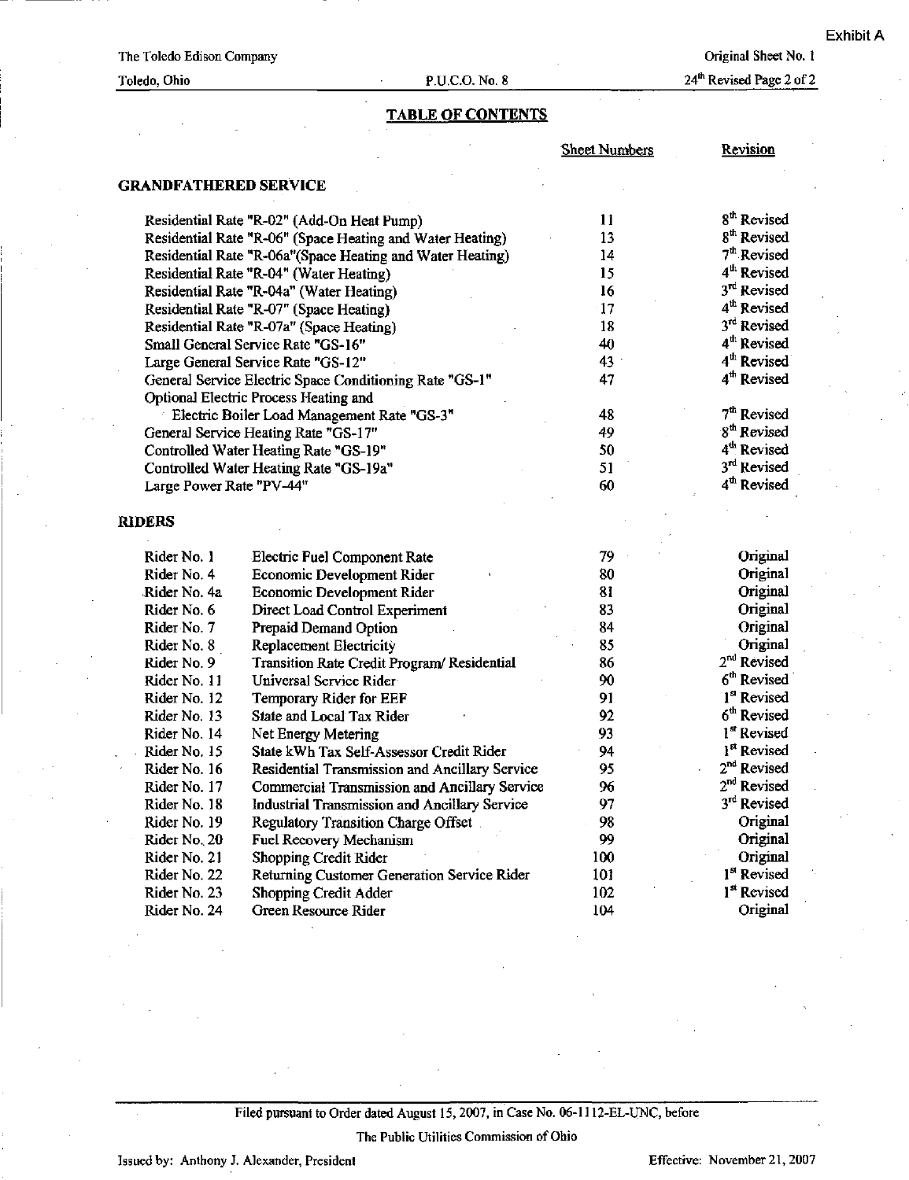Exhibit A

The Toledo Edison Company
Toledo, Ohio

P.U.C.O. No. 8

Original Sheet No. 1
24th Revised Page 2 of 2

## TABLE OF CONTENTS

| | Sheet Numbers | Revision |
|---|---|---|
| **GRANDFATHERED SERVICE** | | |
| Residential Rate "R-02" (Add-On Heat Pump) | 11 | 8th Revised |
| Residential Rate "R-06" (Space Heating and Water Heating) | 13 | 8th Revised |
| Residential Rate "R-06a"(Space Heating and Water Heating) | 14 | 7th Revised |
| Residential Rate "R-04" (Water Heating) | 15 | 4th Revised |
| Residential Rate "R-04a" (Water Heating) | 16 | 3rd Revised |
| Residential Rate "R-07" (Space Heating) | 17 | 4th Revised |
| Residential Rate "R-07a" (Space Heating) | 18 | 3rd Revised |
| Small General Service Rate "GS-16" | 40 | 4th Revised |
| Large General Service Rate "GS-12" | 43 | 4th Revised |
| General Service Electric Space Conditioning Rate "GS-1" | 47 | 4th Revised |
| Optional Electric Process Heating and Electric Boiler Load Management Rate "GS-3" | 48 | 7th Revised |
| General Service Heating Rate "GS-17" | 49 | 8th Revised |
| Controlled Water Heating Rate "GS-19" | 50 | 4th Revised |
| Controlled Water Heating Rate "GS-19a" | 51 | 3rd Revised |
| Large Power Rate "PV-44" | 60 | 4th Revised |

**RIDERS**

| Rider | Description | Sheet Numbers | Revision |
|---|---|---|---|
| Rider No. 1 | Electric Fuel Component Rate | 79 | Original |
| Rider No. 4 | Economic Development Rider | 80 | Original |
| Rider No. 4a | Economic Development Rider | 81 | Original |
| Rider No. 6 | Direct Load Control Experiment | 83 | Original |
| Rider No. 7 | Prepaid Demand Option | 84 | Original |
| Rider No. 8 | Replacement Electricity | 85 | Original |
| Rider No. 9 | Transition Rate Credit Program/ Residential | 86 | 2nd Revised |
| Rider No. 11 | Universal Service Rider | 90 | 6th Revised |
| Rider No. 12 | Temporary Rider for EEF | 91 | 1st Revised |
| Rider No. 13 | State and Local Tax Rider | 92 | 6th Revised |
| Rider No. 14 | Net Energy Metering | 93 | 1st Revised |
| Rider No. 15 | State kWh Tax Self-Assessor Credit Rider | 94 | 1st Revised |
| Rider No. 16 | Residential Transmission and Ancillary Service | 95 | 2nd Revised |
| Rider No. 17 | Commercial Transmission and Ancillary Service | 96 | 2nd Revised |
| Rider No. 18 | Industrial Transmission and Ancillary Service | 97 | 3rd Revised |
| Rider No. 19 | Regulatory Transition Charge Offset | 98 | Original |
| Rider No. 20 | Fuel Recovery Mechanism | 99 | Original |
| Rider No. 21 | Shopping Credit Rider | 100 | Original |
| Rider No. 22 | Returning Customer Generation Service Rider | 101 | 1st Revised |
| Rider No. 23 | Shopping Credit Adder | 102 | 1st Revised |
| Rider No. 24 | Green Resource Rider | 104 | Original |

Filed pursuant to Order dated August 15, 2007, in Case No. 06-1112-EL-UNC, before

The Public Utilities Commission of Ohio

Issued by: Anthony J. Alexander, President

Effective: November 21, 2007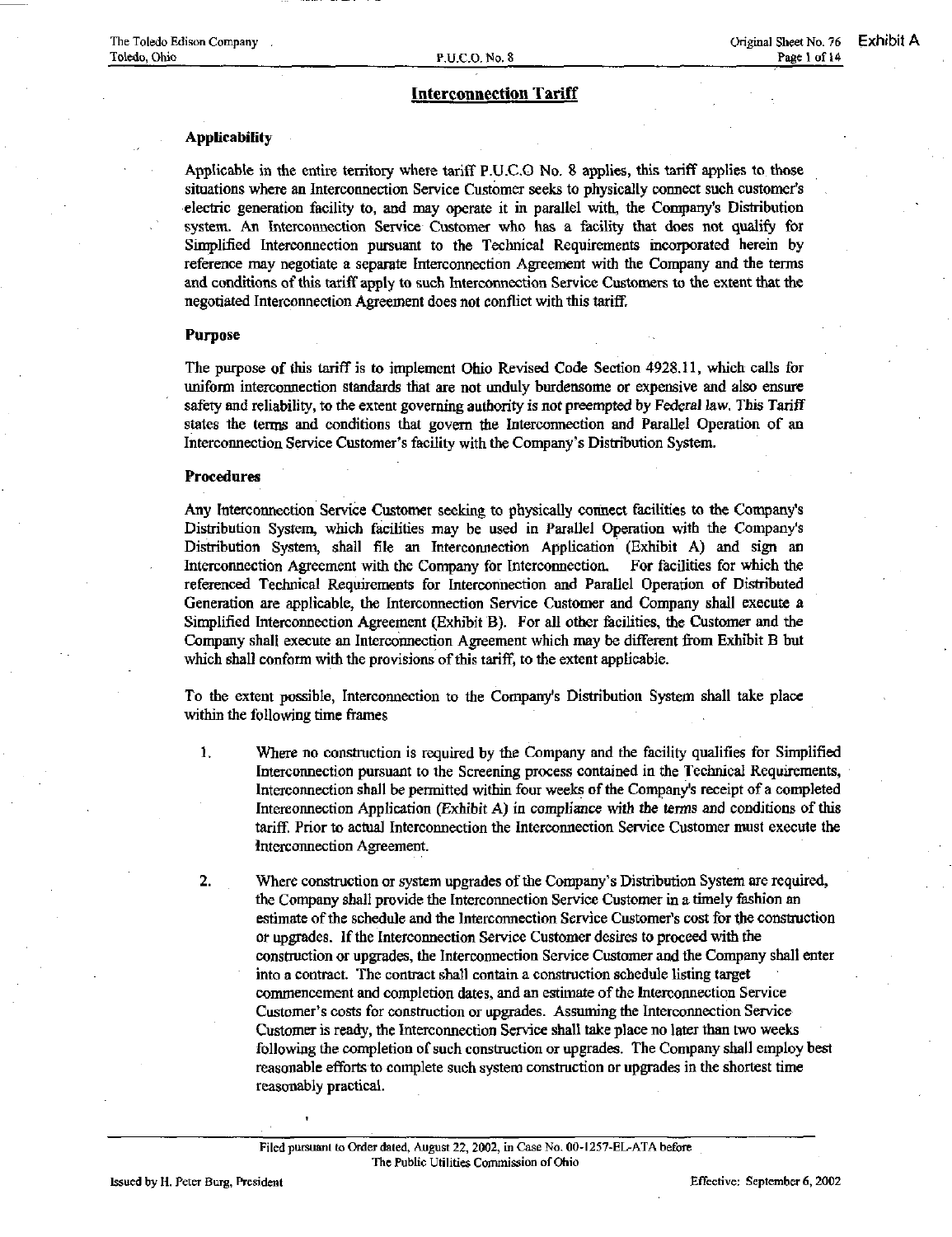## Interconnection Tariff

### Applicability

Applicable in the entire territory where tariff P.U.C.O No. 8 applies, this tariff applies to those situations where an Interconnection Service Customer seeks to physically connect such customer's electric generation facility to, and may operate it in parallel with, the Company's Distribution system. An Interconnection Service Customer who has a facility that does not qualify for Simplified Interconnection pursuant to the Technical Requirements incorporated herein by reference may negotiate a separate Interconnection Agreement with the Company and the terms and conditions of this tariff apply to such Interconnection Service Customers to the extent that the negotiated Interconnection Agreement does not conflict with this tariff.

### Purpose

The purpose of this tariff is to implement Ohio Revised Code Section 4928.11, which calls for uniform interconnection standards that are not unduly burdensome or expensive and also ensure safety and reliability, to the extent governing authority is not preempted by Federal law. This Tariff states the terms and conditions that govern the Interconnection and Parallel Operation of an Interconnection Service Customer's facility with the Company's Distribution System.

### Procedures

Any Interconnection Service Customer seeking to physically connect facilities to the Company's Distribution System, which facilities may be used in Parallel Operation with the Company's Distribution System, shall file an Interconnection Application (Exhibit A) and sign an Interconnection Agreement with the Company for Interconnection. For facilities for which the referenced Technical Requirements for Interconnection and Parallel Operation of Distributed Generation are applicable, the Interconnection Service Customer and Company shall execute a Simplified Interconnection Agreement (Exhibit B). For all other facilities, the Customer and the Company shall execute an Interconnection Agreement which may be different from Exhibit B but which shall conform with the provisions of this tariff, to the extent applicable.

To the extent possible, Interconnection to the Company's Distribution System shall take place within the following time frames

1. Where no construction is required by the Company and the facility qualifies for Simplified Interconnection pursuant to the Screening process contained in the Technical Requirements, Interconnection shall be permitted within four weeks of the Company's receipt of a completed Interconnection Application (Exhibit A) in compliance with the terms and conditions of this tariff. Prior to actual Interconnection the Interconnection Service Customer must execute the Interconnection Agreement.

2. Where construction or system upgrades of the Company's Distribution System are required, the Company shall provide the Interconnection Service Customer in a timely fashion an estimate of the schedule and the Interconnection Service Customer's cost for the construction or upgrades. If the Interconnection Service Customer desires to proceed with the construction or upgrades, the Interconnection Service Customer and the Company shall enter into a contract. The contract shall contain a construction schedule listing target commencement and completion dates, and an estimate of the Interconnection Service Customer's costs for construction or upgrades. Assuming the Interconnection Service Customer is ready, the Interconnection Service shall take place no later than two weeks following the completion of such construction or upgrades. The Company shall employ best reasonable efforts to complete such system construction or upgrades in the shortest time reasonably practical.

Filed pursuant to Order dated, August 22, 2002, in Case No. 00-1257-EL-ATA before The Public Utilities Commission of Ohio

Issued by H. Peter Burg, President

Effective: September 6, 2002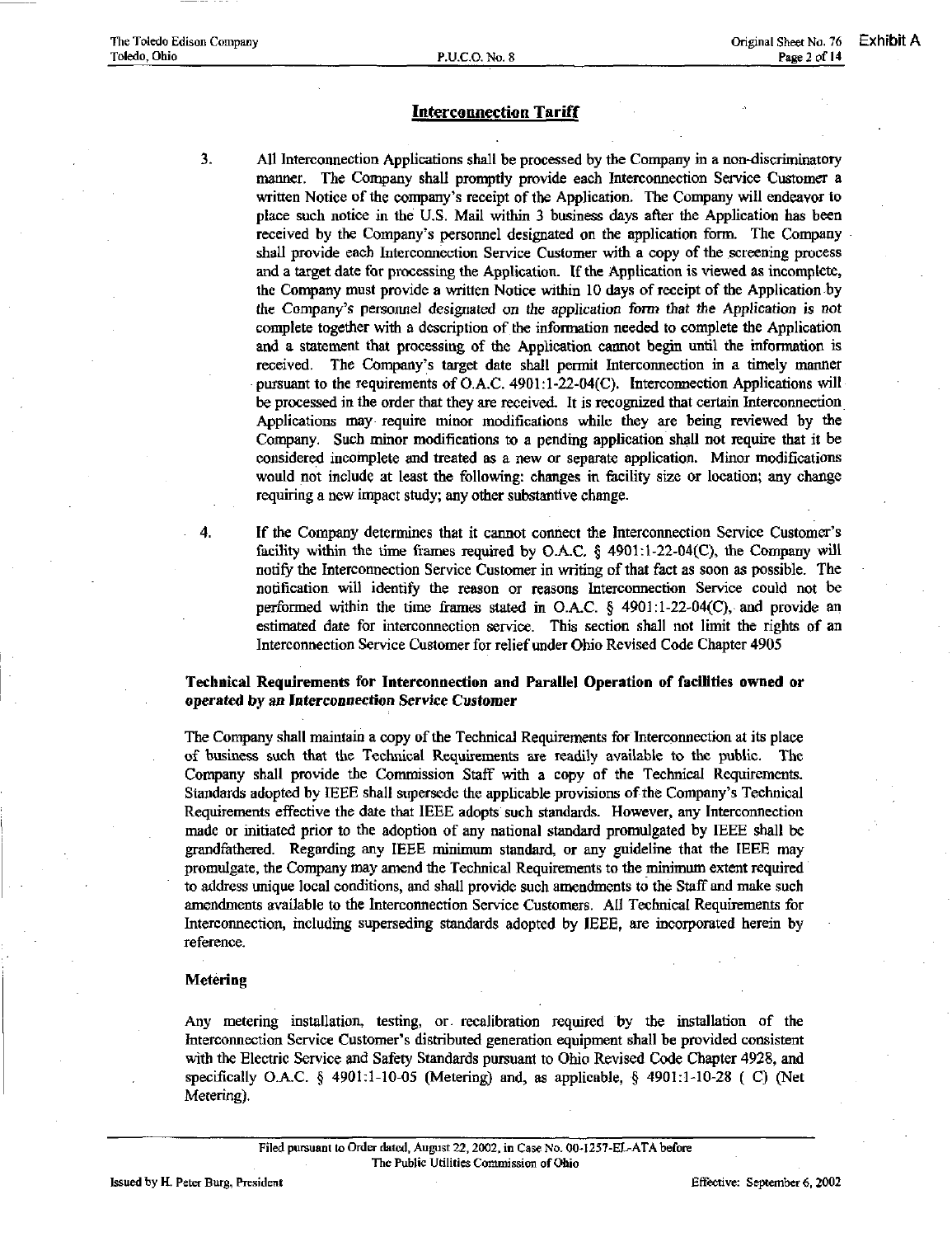## Interconnection Tariff

3. All Interconnection Applications shall be processed by the Company in a non-discriminatory manner. The Company shall promptly provide each Interconnection Service Customer a written Notice of the company's receipt of the Application. The Company will endeavor to place such notice in the U.S. Mail within 3 business days after the Application has been received by the Company's personnel designated on the application form. The Company shall provide each Interconnection Service Customer with a copy of the screening process and a target date for processing the Application. If the Application is viewed as incomplete, the Company must provide a written Notice within 10 days of receipt of the Application by the Company's personnel designated on the application form that the Application is not complete together with a description of the information needed to complete the Application and a statement that processing of the Application cannot begin until the information is received. The Company's target date shall permit Interconnection in a timely manner pursuant to the requirements of O.A.C. 4901:1-22-04(C). Interconnection Applications will be processed in the order that they are received. It is recognized that certain Interconnection Applications may require minor modifications while they are being reviewed by the Company. Such minor modifications to a pending application shall not require that it be considered incomplete and treated as a new or separate application. Minor modifications would not include at least the following: changes in facility size or location; any change requiring a new impact study; any other substantive change.

4. If the Company determines that it cannot connect the Interconnection Service Customer's facility within the time frames required by O.A.C. § 4901:1-22-04(C), the Company will notify the Interconnection Service Customer in writing of that fact as soon as possible. The notification will identify the reason or reasons Interconnection Service could not be performed within the time frames stated in O.A.C. § 4901:1-22-04(C), and provide an estimated date for interconnection service. This section shall not limit the rights of an Interconnection Service Customer for relief under Ohio Revised Code Chapter 4905

### Technical Requirements for Interconnection and Parallel Operation of facilities owned or operated by an Interconnection Service Customer

The Company shall maintain a copy of the Technical Requirements for Interconnection at its place of business such that the Technical Requirements are readily available to the public. The Company shall provide the Commission Staff with a copy of the Technical Requirements. Standards adopted by IEEE shall supersede the applicable provisions of the Company's Technical Requirements effective the date that IEEE adopts such standards. However, any Interconnection made or initiated prior to the adoption of any national standard promulgated by IEEE shall be grandfathered. Regarding any IEEE minimum standard, or any guideline that the IEEE may promulgate, the Company may amend the Technical Requirements to the minimum extent required to address unique local conditions, and shall provide such amendments to the Staff and make such amendments available to the Interconnection Service Customers. All Technical Requirements for Interconnection, including superseding standards adopted by IEEE, are incorporated herein by reference.

### Metering

Any metering installation, testing, or recalibration required by the installation of the Interconnection Service Customer's distributed generation equipment shall be provided consistent with the Electric Service and Safety Standards pursuant to Ohio Revised Code Chapter 4928, and specifically O.A.C. § 4901:1-10-05 (Metering) and, as applicable, § 4901:1-10-28 ( C) (Net Metering).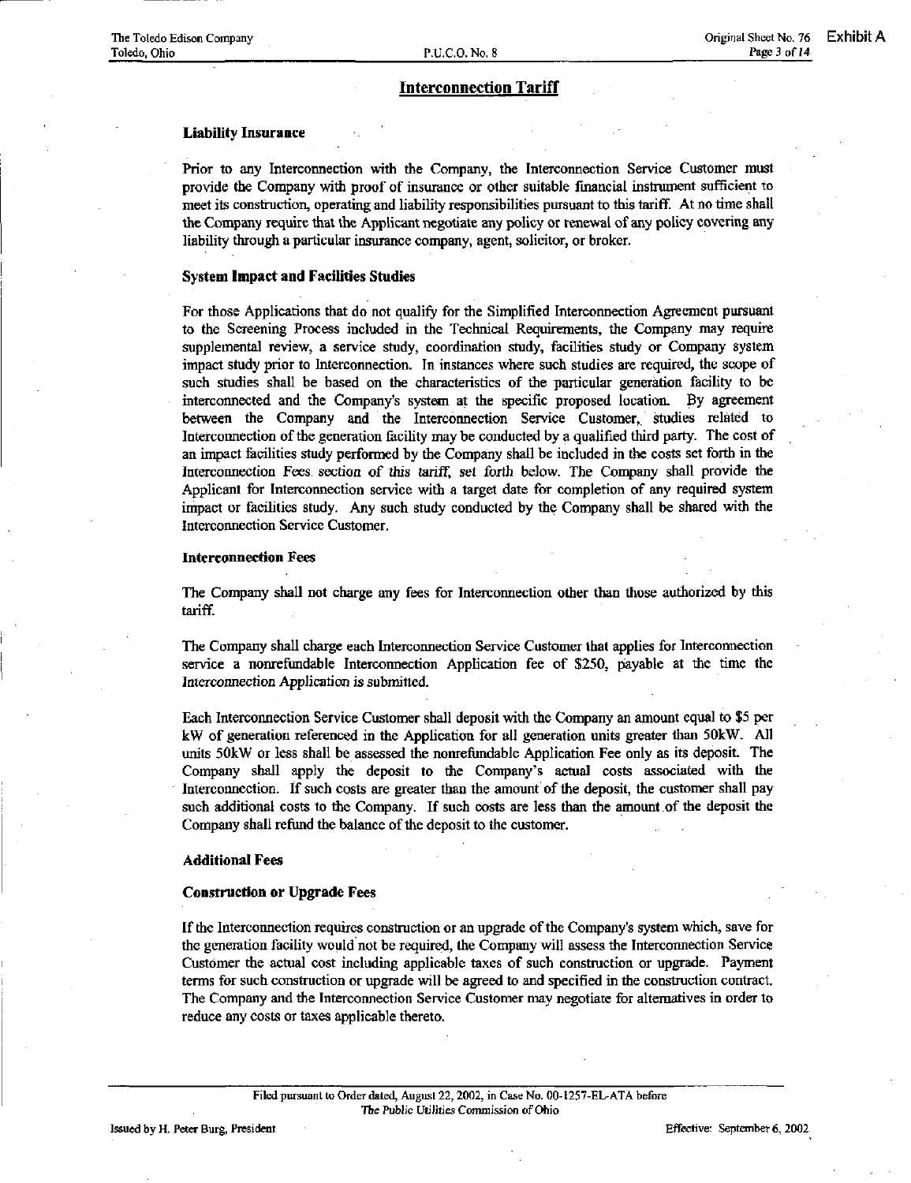## Interconnection Tariff

### Liability Insurance

Prior to any Interconnection with the Company, the Interconnection Service Customer must provide the Company with proof of insurance or other suitable financial instrument sufficient to meet its construction, operating and liability responsibilities pursuant to this tariff. At no time shall the Company require that the Applicant negotiate any policy or renewal of any policy covering any liability through a particular insurance company, agent, solicitor, or broker.

### System Impact and Facilities Studies

For those Applications that do not qualify for the Simplified Interconnection Agreement pursuant to the Screening Process included in the Technical Requirements, the Company may require supplemental review, a service study, coordination study, facilities study or Company system impact study prior to Interconnection. In instances where such studies are required, the scope of such studies shall be based on the characteristics of the particular generation facility to be interconnected and the Company's system at the specific proposed location. By agreement between the Company and the Interconnection Service Customer, studies related to Interconnection of the generation facility may be conducted by a qualified third party. The cost of an impact facilities study performed by the Company shall be included in the costs set forth in the Interconnection Fees section of this tariff, set forth below. The Company shall provide the Applicant for Interconnection service with a target date for completion of any required system impact or facilities study. Any such study conducted by the Company shall be shared with the Interconnection Service Customer.

### Interconnection Fees

The Company shall not charge any fees for Interconnection other than those authorized by this tariff.

The Company shall charge each Interconnection Service Customer that applies for Interconnection service a nonrefundable Interconnection Application fee of $250, payable at the time the Interconnection Application is submitted.

Each Interconnection Service Customer shall deposit with the Company an amount equal to $5 per kW of generation referenced in the Application for all generation units greater than 50kW. All units 50kW or less shall be assessed the nonrefundable Application Fee only as its deposit. The Company shall apply the deposit to the Company's actual costs associated with the Interconnection. If such costs are greater than the amount of the deposit, the customer shall pay such additional costs to the Company. If such costs are less than the amount of the deposit the Company shall refund the balance of the deposit to the customer.

### Additional Fees

### Construction or Upgrade Fees

If the Interconnection requires construction or an upgrade of the Company's system which, save for the generation facility would not be required, the Company will assess the Interconnection Service Customer the actual cost including applicable taxes of such construction or upgrade. Payment terms for such construction or upgrade will be agreed to and specified in the construction contract. The Company and the Interconnection Service Customer may negotiate for alternatives in order to reduce any costs or taxes applicable thereto.

Filed pursuant to Order dated, August 22, 2002, in Case No. 00-1257-EL-ATA before The Public Utilities Commission of Ohio

Issued by H. Peter Burg, President

Effective: September 6, 2002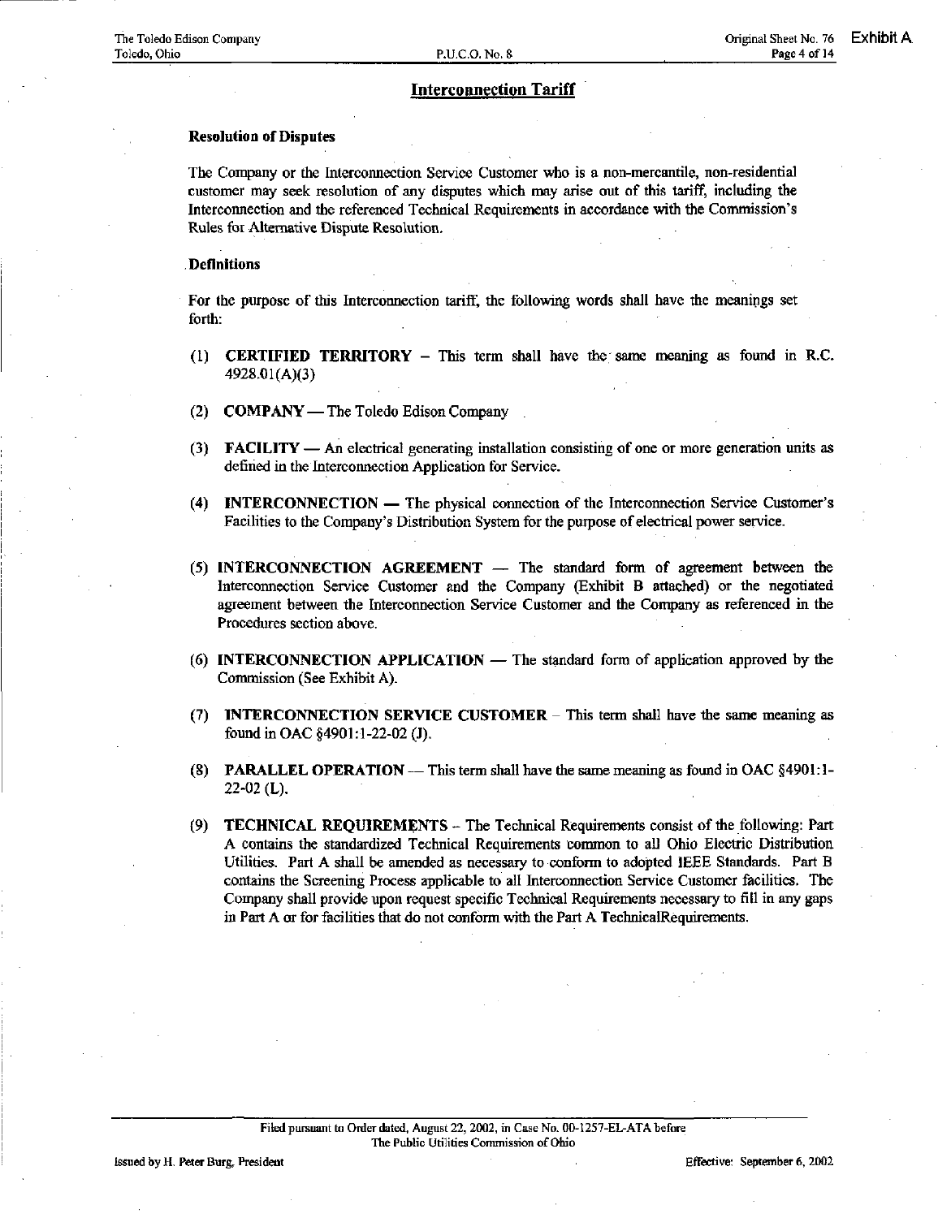## Interconnection Tariff

### Resolution of Disputes

The Company or the Interconnection Service Customer who is a non-mercantile, non-residential customer may seek resolution of any disputes which may arise out of this tariff, including the Interconnection and the referenced Technical Requirements in accordance with the Commission's Rules for Alternative Dispute Resolution.

### Definitions

For the purpose of this Interconnection tariff, the following words shall have the meanings set forth:

(1) **CERTIFIED TERRITORY** – This term shall have the same meaning as found in R.C. 4928.01(A)(3)

(2) **COMPANY** — The Toledo Edison Company

(3) **FACILITY** — An electrical generating installation consisting of one or more generation units as defined in the Interconnection Application for Service.

(4) **INTERCONNECTION** — The physical connection of the Interconnection Service Customer's Facilities to the Company's Distribution System for the purpose of electrical power service.

(5) **INTERCONNECTION AGREEMENT** — The standard form of agreement between the Interconnection Service Customer and the Company (Exhibit B attached) or the negotiated agreement between the Interconnection Service Customer and the Company as referenced in the Procedures section above.

(6) **INTERCONNECTION APPLICATION** — The standard form of application approved by the Commission (See Exhibit A).

(7) **INTERCONNECTION SERVICE CUSTOMER** – This term shall have the same meaning as found in OAC §4901:1-22-02 (J).

(8) **PARALLEL OPERATION** — This term shall have the same meaning as found in OAC §4901:1-22-02 (L).

(9) **TECHNICAL REQUIREMENTS** – The Technical Requirements consist of the following: Part A contains the standardized Technical Requirements common to all Ohio Electric Distribution Utilities. Part A shall be amended as necessary to conform to adopted IEEE Standards. Part B contains the Screening Process applicable to all Interconnection Service Customer facilities. The Company shall provide upon request specific Technical Requirements necessary to fill in any gaps in Part A or for facilities that do not conform with the Part A TechnicalRequirements.

Filed pursuant to Order dated, August 22, 2002, in Case No. 00-1257-EL-ATA before The Public Utilities Commission of Ohio

Issued by H. Peter Burg, President

Effective: September 6, 2002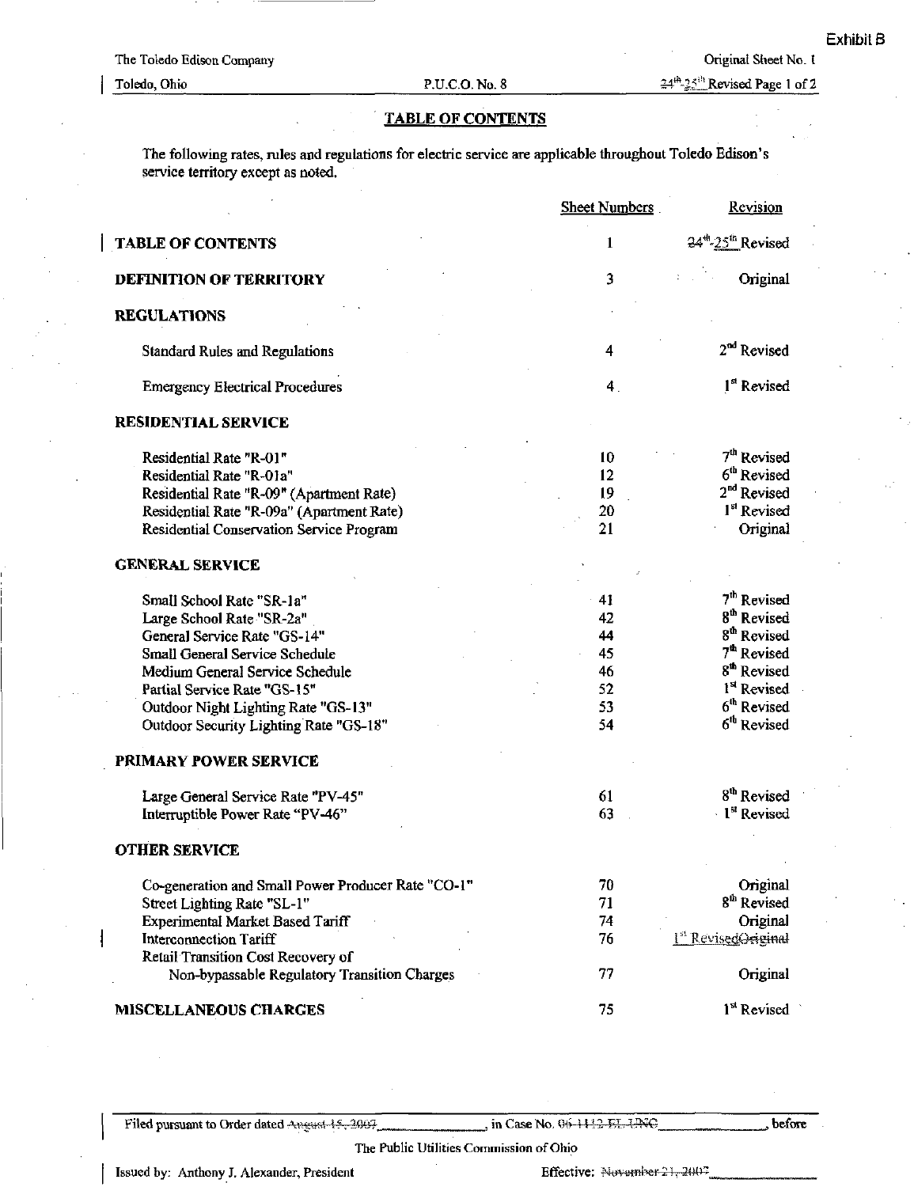Exhibit B

The Toledo Edison Company | Original Sheet No. 1
Toledo, Ohio | P.U.C.O. No. 8 | ~~24th~~ 25th Revised Page 1 of 2

## TABLE OF CONTENTS

The following rates, rules and regulations for electric service are applicable throughout Toledo Edison's service territory except as noted.

| | Sheet Numbers | Revision |
|---|---|---|
| **TABLE OF CONTENTS** | 1 | ~~24th~~ 25th Revised |
| **DEFINITION OF TERRITORY** | 3 | Original |
| **REGULATIONS** | | |
| Standard Rules and Regulations | 4 | 2nd Revised |
| Emergency Electrical Procedures | 4 | 1st Revised |
| **RESIDENTIAL SERVICE** | | |
| Residential Rate "R-01" | 10 | 7th Revised |
| Residential Rate "R-01a" | 12 | 6th Revised |
| Residential Rate "R-09" (Apartment Rate) | 19 | 2nd Revised |
| Residential Rate "R-09a" (Apartment Rate) | 20 | 1st Revised |
| Residential Conservation Service Program | 21 | Original |
| **GENERAL SERVICE** | | |
| Small School Rate "SR-1a" | 41 | 7th Revised |
| Large School Rate "SR-2a" | 42 | 8th Revised |
| General Service Rate "GS-14" | 44 | 8th Revised |
| Small General Service Schedule | 45 | 7th Revised |
| Medium General Service Schedule | 46 | 8th Revised |
| Partial Service Rate "GS-15" | 52 | 1st Revised |
| Outdoor Night Lighting Rate "GS-13" | 53 | 6th Revised |
| Outdoor Security Lighting Rate "GS-18" | 54 | 6th Revised |
| **PRIMARY POWER SERVICE** | | |
| Large General Service Rate "PV-45" | 61 | 8th Revised |
| Interruptible Power Rate "PV-46" | 63 | 1st Revised |
| **OTHER SERVICE** | | |
| Co-generation and Small Power Producer Rate "CO-1" | 70 | Original |
| Street Lighting Rate "SL-1" | 71 | 8th Revised |
| Experimental Market Based Tariff | 74 | Original |
| Interconnection Tariff | 76 | 1st Revised ~~Original~~ |
| Retail Transition Cost Recovery of Non-bypassable Regulatory Transition Charges | 77 | Original |
| **MISCELLANEOUS CHARGES** | 75 | 1st Revised |

Filed pursuant to Order dated ~~August 15, 2007~~ \_\_\_\_\_\_\_\_, in Case No. ~~06-1112-EL-UNC~~ \_\_\_\_\_\_\_\_, before The Public Utilities Commission of Ohio

Issued by: Anthony J. Alexander, President | Effective: ~~November 21, 2007~~ \_\_\_\_\_\_\_\_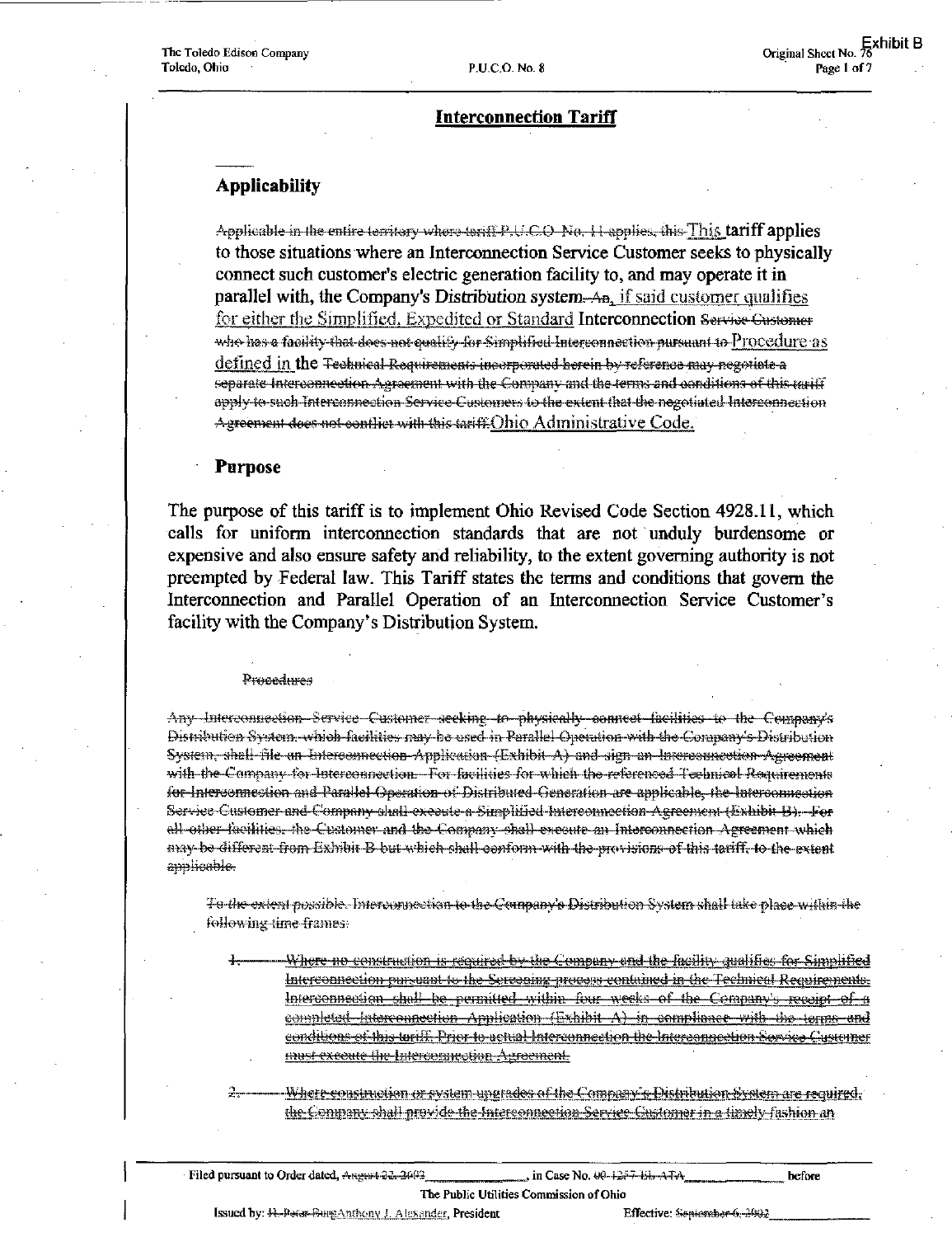## Interconnection Tariff

### Applicability

~~Applicable in the entire territory where tariff P.U.C.O. No. 11 applies, this~~ This tariff applies to those situations where an Interconnection Service Customer seeks to physically connect such customer's electric generation facility to, and may operate it in parallel with, the Company's Distribution system~~. An~~, if said customer qualifies for either the Simplified, Expedited or Standard Interconnection ~~Service Customer who has a facility that does not qualify for Simplified Interconnection pursuant to~~ Procedure as defined in the ~~Technical Requirements incorporated herein by reference may negotiate a separate Interconnection Agreement with the Company and the terms and conditions of this tariff apply to such Interconnection Service Customers to the extent that the negotiated Interconnection Agreement does not conflict with this tariff.~~ Ohio Administrative Code.

### Purpose

The purpose of this tariff is to implement Ohio Revised Code Section 4928.11, which calls for uniform interconnection standards that are not unduly burdensome or expensive and also ensure safety and reliability, to the extent governing authority is not preempted by Federal law. This Tariff states the terms and conditions that govern the Interconnection and Parallel Operation of an Interconnection Service Customer's facility with the Company's Distribution System.

~~Procedures~~

~~Any Interconnection Service Customer seeking to physically connect facilities to the Company's Distribution System, which facilities may be used in Parallel Operation with the Company's Distribution System, shall file an Interconnection Application (Exhibit A) and sign an Interconnection Agreement with the Company for Interconnection. For facilities for which the referenced Technical Requirements for Interconnection and Parallel Operation of Distributed Generation are applicable, the Interconnection Service Customer and Company shall execute a Simplified Interconnection Agreement (Exhibit B). For all other facilities, the Customer and the Company shall execute an Interconnection Agreement which may be different from Exhibit B but which shall conform with the provisions of this tariff, to the extent applicable.~~

~~To the extent possible, Interconnection to the Company's Distribution System shall take place within the following time frames:~~

~~1. Where no construction is required by the Company and the facility qualifies for Simplified Interconnection pursuant to the Screening process contained in the Technical Requirements, Interconnection shall be permitted within four weeks of the Company's receipt of a completed Interconnection Application (Exhibit A) in compliance with the terms and conditions of this tariff. Prior to actual Interconnection the Interconnection Service Customer must execute the Interconnection Agreement.~~

~~2. Where construction or system upgrades of the Company's Distribution System are required, the Company shall provide the Interconnection Service Customer in a timely fashion an~~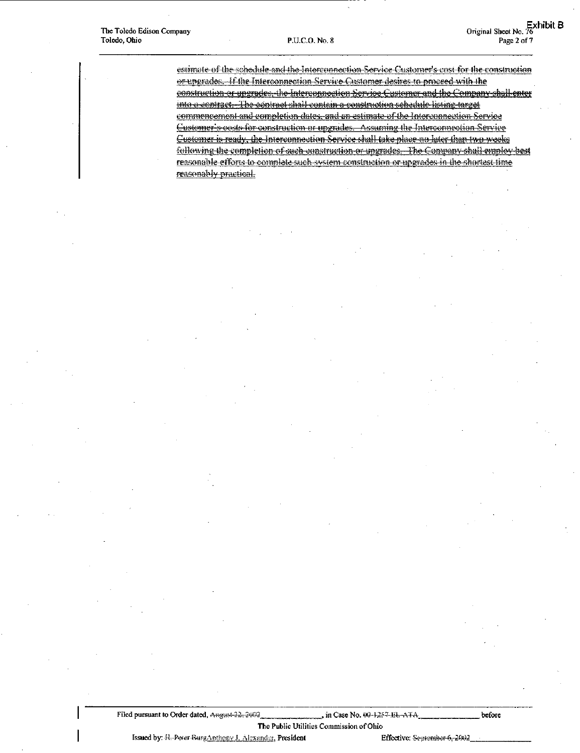~~estimate of the schedule and the Interconnection Service Customer's cost for the construction or upgrades. If the Interconnection Service Customer desires to proceed with the construction or upgrades, the Interconnection Service Customer and the Company shall enter into a contract. The contract shall contain a construction schedule listing target commencement and completion dates, and an estimate of the Interconnection Service Customer's costs for construction or upgrades. Assuming the Interconnection Service Customer is ready, the Interconnection Service shall take place no later than two weeks following the completion of such construction or upgrades. The Company shall employ best reasonable efforts to complete such system construction or upgrades in the shortest time reasonably practical.~~

Filed pursuant to Order dated, ~~August 22, 2002~~\_\_\_\_\_\_\_\_\_\_\_\_\_\_, in Case No. ~~00-1257-EL-ATA~~\_\_\_\_\_\_\_\_\_\_\_\_\_\_ before

The Public Utilities Commission of Ohio

Issued by: ~~H. Peter Burg~~Anthony J. Alexander, President Effective: ~~September 6, 2002~~\_\_\_\_\_\_\_\_\_\_\_\_\_\_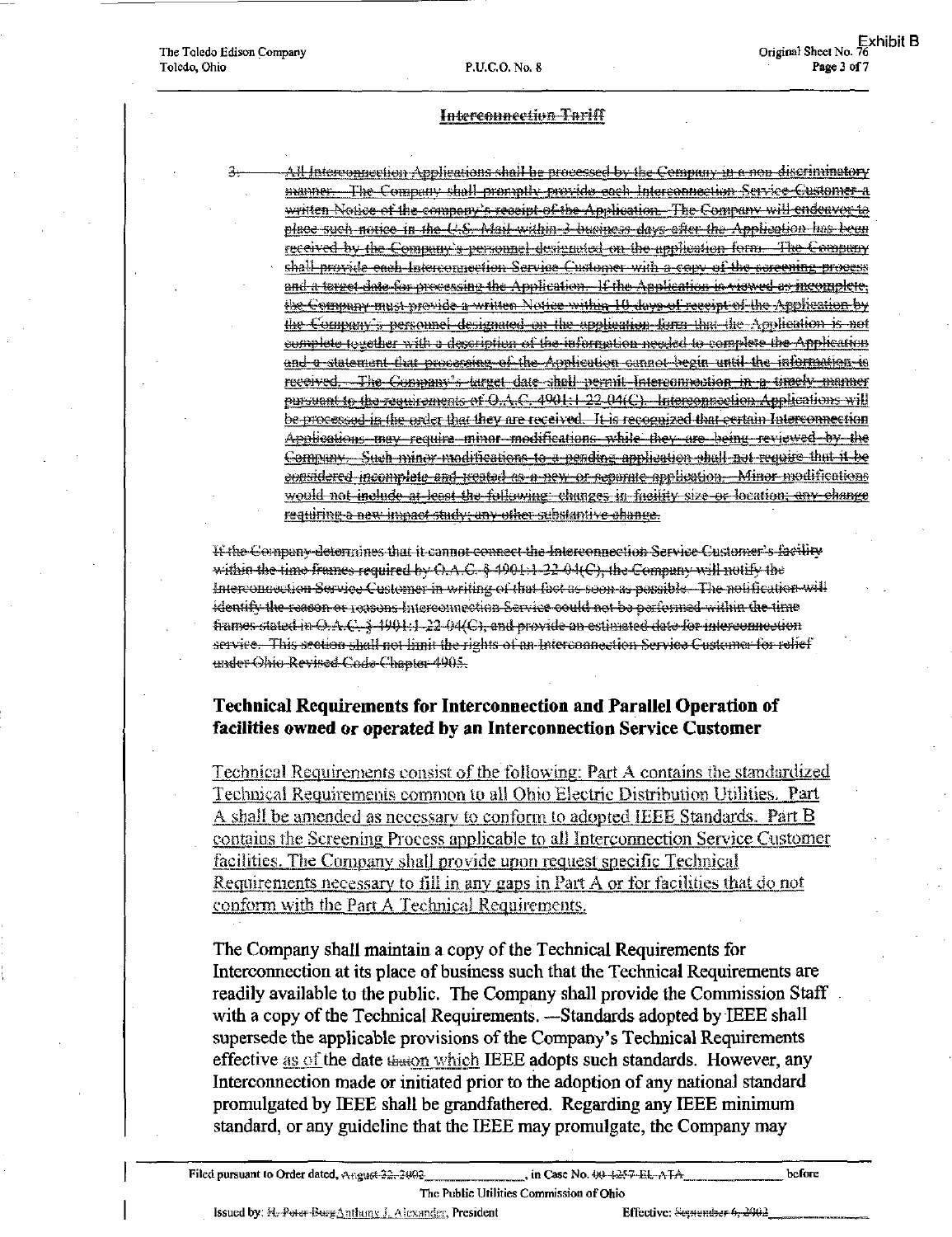~~Interconnection Tariff~~

3. ~~All Interconnection Applications shall be processed by the Company in a non-discriminatory manner. The Company shall promptly provide each Interconnection Service Customer a written Notice of the company's receipt of the Application. The Company will endeavor to place such notice in the U.S. Mail within 3 business days after the Application has been received by the Company's personnel designated on the application form. The Company shall provide each Interconnection Service Customer with a copy of the screening process and a target date for processing the Application. If the Application is viewed as incomplete, the Company must provide a written Notice within 10 days of receipt of the Application by the Company's personnel designated on the application form that the Application is not complete together with a description of the information needed to complete the Application and a statement that processing of the Application cannot begin until the information is received. The Company's target date shall permit Interconnection in a timely manner pursuant to the requirements of O.A.C. 4901:1-22-04(C). Interconnection Applications will be processed in the order that they are received. It is recognized that certain Interconnection Applications may require minor modifications while they are being reviewed by the Company. Such minor modifications to a pending application shall not require that it be considered incomplete and treated as a new or separate application. Minor modifications would not include at least the following: changes in facility size or location; any change requiring a new impact study; any other substantive change.~~

~~If the Company determines that it cannot connect the Interconnection Service Customer's facility within the time frames required by O.A.C. § 4901:1-22-04(C), the Company will notify the Interconnection Service Customer in writing of that fact as soon as possible. The notification will identify the reason or reasons Interconnection Service could not be performed within the time frames stated in O.A.C. § 4901:1-22-04(C), and provide an estimated date for interconnection service. This section shall not limit the rights of an Interconnection Service Customer for relief under Ohio Revised Code Chapter 4905.~~

## Technical Requirements for Interconnection and Parallel Operation of facilities owned or operated by an Interconnection Service Customer

<u>Technical Requirements consist of the following: Part A contains the standardized Technical Requirements common to all Ohio Electric Distribution Utilities. Part A shall be amended as necessary to conform to adopted IEEE Standards. Part B contains the Screening Process applicable to all Interconnection Service Customer facilities. The Company shall provide upon request specific Technical Requirements necessary to fill in any gaps in Part A or for facilities that do not conform with the Part A Technical Requirements.</u>

The Company shall maintain a copy of the Technical Requirements for Interconnection at its place of business such that the Technical Requirements are readily available to the public. The Company shall provide the Commission Staff with a copy of the Technical Requirements. —Standards adopted by IEEE shall supersede the applicable provisions of the Company's Technical Requirements effective <u>as of</u> the date ~~that~~<u>on which</u> IEEE adopts such standards. However, any Interconnection made or initiated prior to the adoption of any national standard promulgated by IEEE shall be grandfathered. Regarding any IEEE minimum standard, or any guideline that the IEEE may promulgate, the Company may

Filed pursuant to Order dated, ~~August 22, 2002~~, in Case No. ~~00-1257-EL-ATA~~ before The Public Utilities Commission of Ohio

Issued by: ~~H. Peter Burg~~<u>Anthony J. Alexander</u>, President Effective: ~~September 6, 2002~~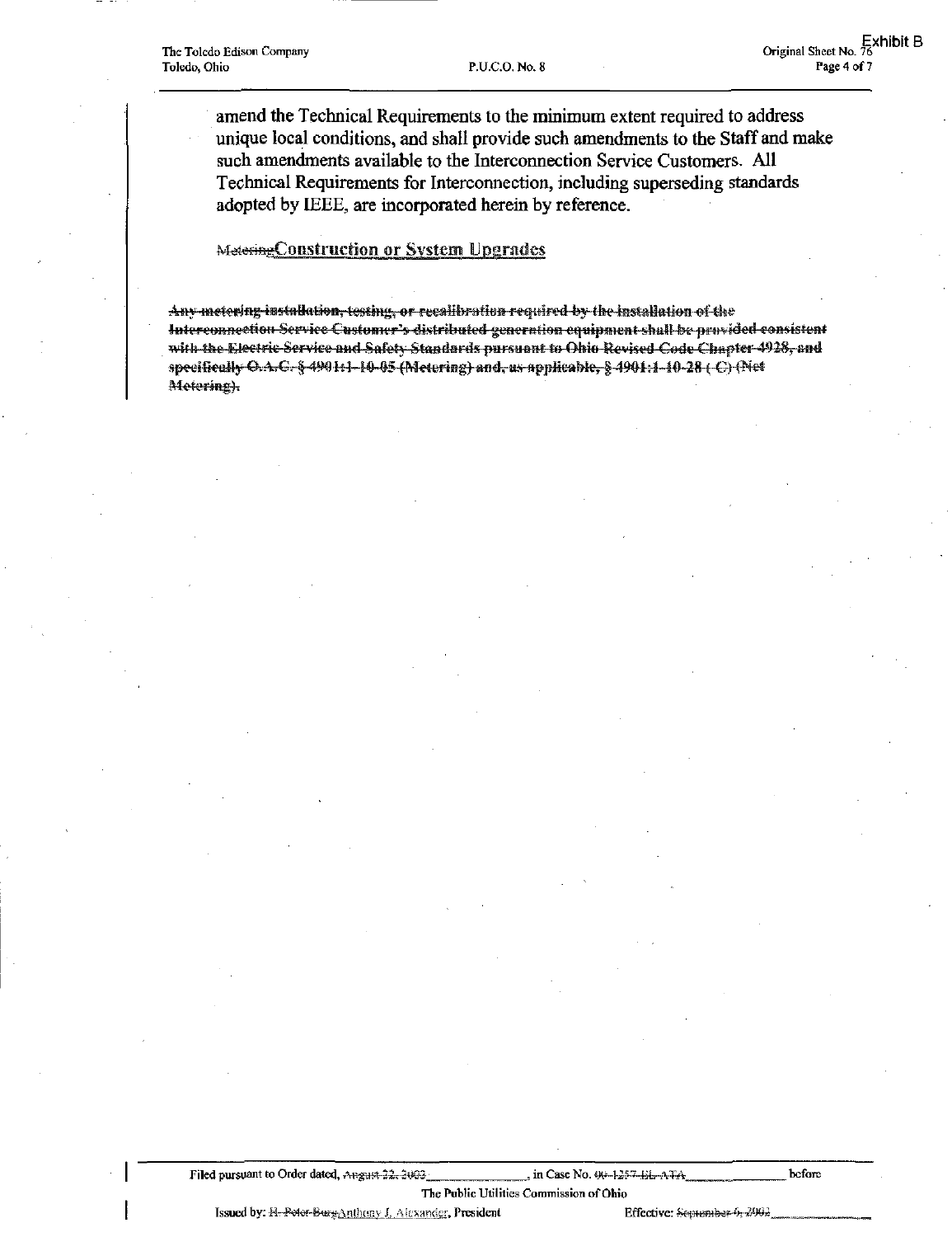amend the Technical Requirements to the minimum extent required to address unique local conditions, and shall provide such amendments to the Staff and make such amendments available to the Interconnection Service Customers. All Technical Requirements for Interconnection, including superseding standards adopted by IEEE, are incorporated herein by reference.

~~Metering~~**Construction or System Upgrades**

~~Any metering installation, testing, or recalibration required by the installation of the Interconnection Service Customer's distributed generation equipment shall be provided consistent with the Electric Service and Safety Standards pursuant to Ohio Revised Code Chapter 4928, and specifically O.A.C. § 4901:1-10-05 (Metering) and, as applicable, § 4901:1-10-28 ( C) (Net Metering).~~

Filed pursuant to Order dated, ~~August 22, 2002~~, in Case No. ~~00-1257-EL-ATA~~ before The Public Utilities Commission of Ohio

Issued by: ~~H. Peter Burg~~Anthony J. Alexander, President

Effective: ~~September 6, 2002~~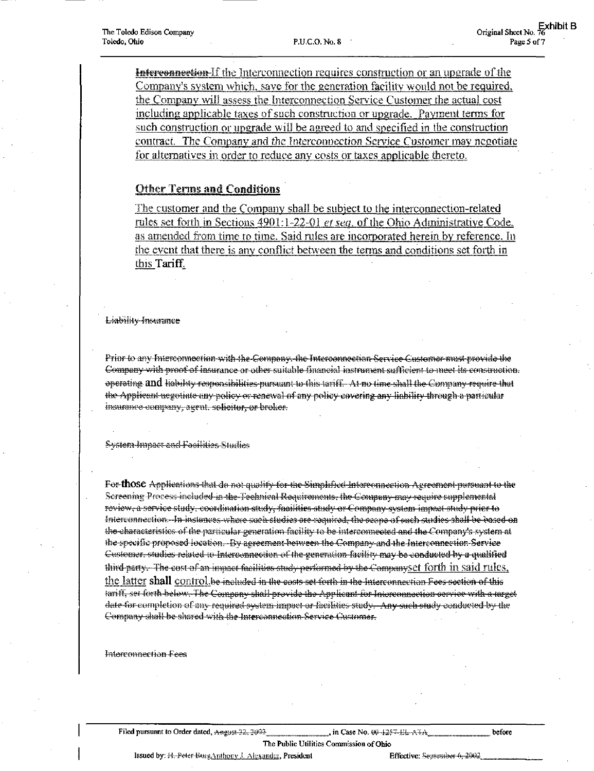~~Interconnection~~ If the Interconnection requires construction or an upgrade of the Company's system which, save for the generation facility would not be required, the Company will assess the Interconnection Service Customer the actual cost including applicable taxes of such construction or upgrade. Payment terms for such construction or upgrade will be agreed to and specified in the construction contract. The Company and the Interconnection Service Customer may negotiate for alternatives in order to reduce any costs or taxes applicable thereto.

## Other Terms and Conditions

The customer and the Company shall be subject to the interconnection-related rules set forth in Sections 4901:1-22-01 *et seq.* of the Ohio Administrative Code, as amended from time to time. Said rules are incorporated herein by reference. In the event that there is any conflict between the terms and conditions set forth in this Tariff,

~~Liability Insurance~~

~~Prior to any Interconnection with the Company, the Interconnection Service Customer must provide the Company with proof of insurance or other suitable financial instrument sufficient to meet its construction, operating~~ and ~~liability responsibilities pursuant to this tariff. At no time shall the Company require that the Applicant negotiate any policy or renewal of any policy covering any liability through a particular insurance company, agent, solicitor, or broker.~~

~~System Impact and Facilities Studies~~

~~For~~ those ~~Applications that do not qualify for the Simplified Interconnection Agreement pursuant to the Screening Process included in the Technical Requirements, the Company may require supplemental review, a service study, coordination study, facilities study or Company system impact study prior to Interconnection. In instances where such studies are required, the scope of such studies shall be based on the characteristics of the particular generation facility to be interconnected and the Company's system at the specific proposed location. By agreement between the Company and the Interconnection Service Customer, studies related to Interconnection of the generation facility may be conducted by a qualified third party. The cost of an impact facilities study performed by the Company~~ set forth in said rules, the latter shall control. ~~be included in the costs set forth in the Interconnection Fees section of this tariff, set forth below. The Company shall provide the Applicant for Interconnection service with a target date for completion of any required system impact or facilities study. Any such study conducted by the Company shall be shared with the Interconnection Service Customer.~~

~~Interconnection Fees~~

Filed pursuant to Order dated, ~~August 22, 2002~~, in Case No. ~~00-1257-EL-ATA~~ before The Public Utilities Commission of Ohio

Issued by: ~~H. Peter Burg~~ Anthony J. Alexander, President Effective: ~~September 6, 2002~~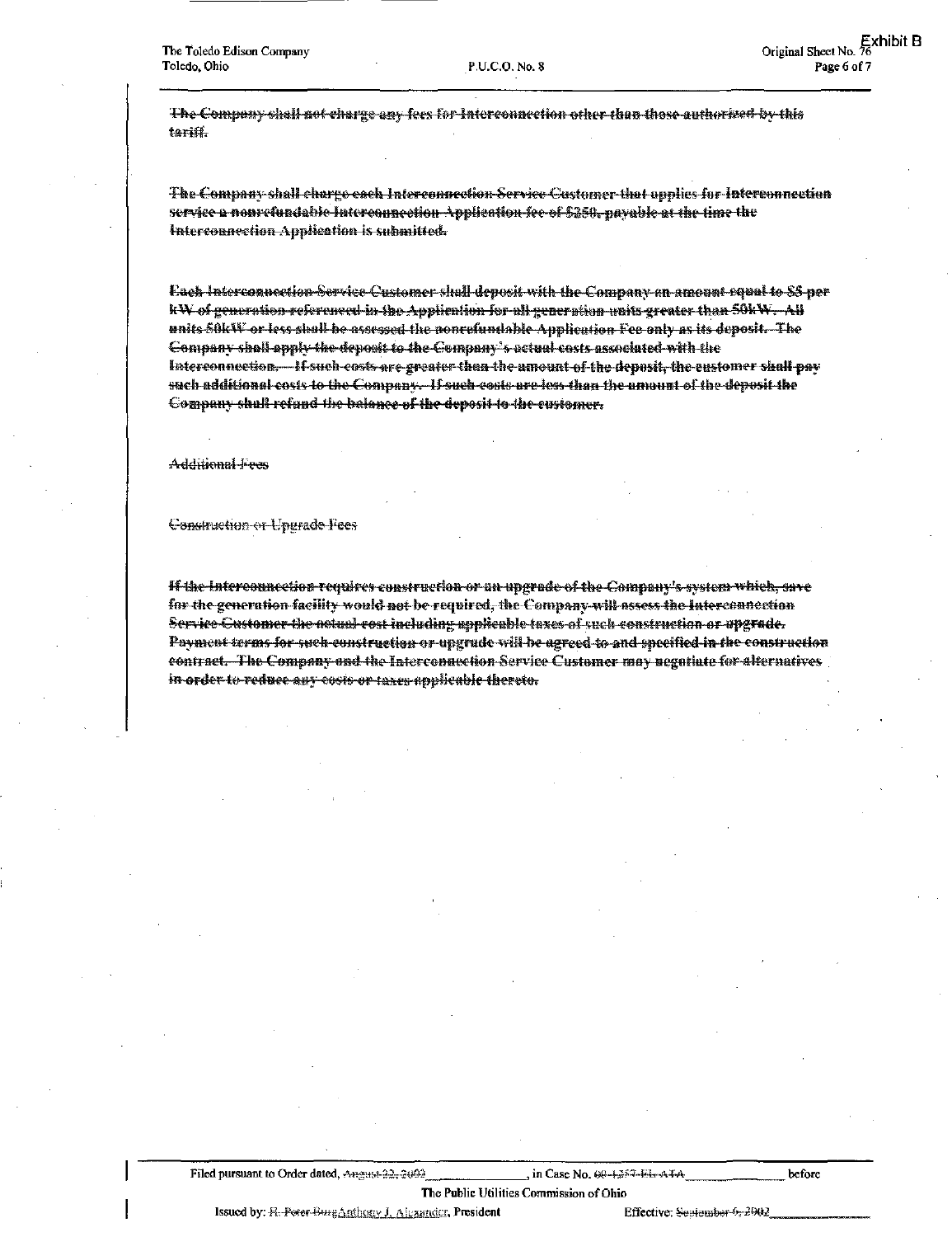~~The Company shall not charge any fees for Interconnection other than those authorized by this tariff.~~

~~The Company shall charge each Interconnection Service Customer that applies for Interconnection service a nonrefundable Interconnection Application fee of $250, payable at the time the Interconnection Application is submitted.~~

~~Each Interconnection Service Customer shall deposit with the Company an amount equal to $5 per kW of generation referenced in the Application for all generation units greater than 50kW. All units 50kW or less shall be assessed the nonrefundable Application Fee only as its deposit. The Company shall apply the deposit to the Company's actual costs associated with the Interconnection. If such costs are greater than the amount of the deposit, the customer shall pay such additional costs to the Company. If such costs are less than the amount of the deposit the Company shall refund the balance of the deposit to the customer.~~

~~Additional Fees~~

~~Construction or Upgrade Fees~~

~~If the Interconnection requires construction or an upgrade of the Company's system which, save for the generation facility would not be required, the Company will assess the Interconnection Service Customer the actual cost including applicable taxes of such construction or upgrade. Payment terms for such construction or upgrade will be agreed to and specified in the construction contract. The Company and the Interconnection Service Customer may negotiate for alternatives in order to reduce any costs or taxes applicable thereto.~~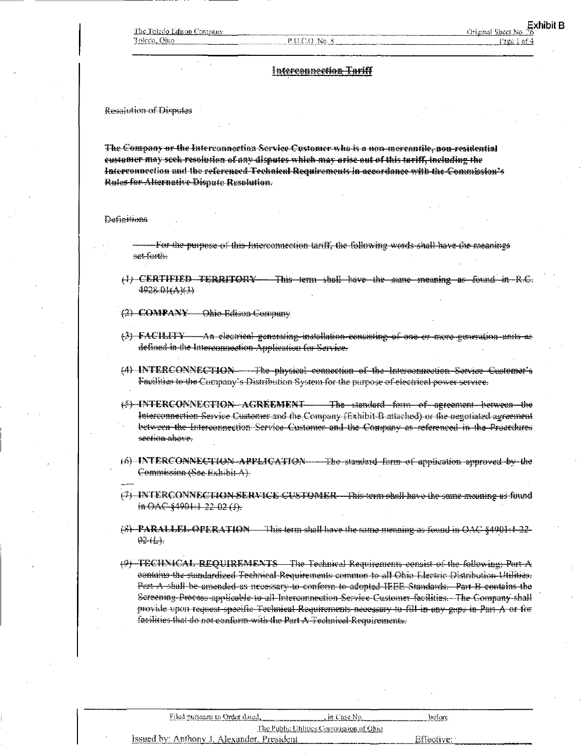Exhibit B

# Interconnection Tariff

~~Resolution of Disputes~~

**~~The Company or the Interconnection Service Customer who is a non-mercantile, non-residential customer may seek resolution of any disputes which may arise out of this tariff, including the Interconnection and the referenced Technical Requirements in accordance with the Commission's Rules for Alternative Dispute Resolution.~~**

~~Definitions~~

~~For the purpose of this Interconnection tariff, the following words shall have the meanings set forth:~~

~~(1) **CERTIFIED TERRITORY** — This term shall have the same meaning as found in R.C. 4928.01(A)(3)~~

~~(2) **COMPANY** — Ohio Edison Company~~

~~(3) **FACILITY** — An electrical generating installation consisting of one or more generation units as defined in the Interconnection Application for Service.~~

~~(4) **INTERCONNECTION** — The physical connection of the Interconnection Service Customer's Facilities to the Company's Distribution System for the purpose of electrical power service.~~

~~(5) **INTERCONNECTION AGREEMENT** — The standard form of agreement between the Interconnection Service Customer and the Company (Exhibit B attached) or the negotiated agreement between the Interconnection Service Customer and the Company as referenced in the Procedures section above.~~

~~(6) **INTERCONNECTION APPLICATION** — The standard form of application approved by the Commission (See Exhibit A).~~

~~(7) **INTERCONNECTION SERVICE CUSTOMER** — This term shall have the same meaning as found in OAC §4901:1-22-02 (J).~~

~~(8) **PARALLEL OPERATION** — This term shall have the same meaning as found in OAC §4901:1-22-02 (L).~~

~~(9) **TECHNICAL REQUIREMENTS** — The Technical Requirements consist of the following: Part A contains the standardized Technical Requirements common to all Ohio Electric Distribution Utilities. Part A shall be amended as necessary to conform to adopted IEEE Standards. Part B contains the Screening Process applicable to all Interconnection Service Customer facilities. The Company shall provide upon request specific Technical Requirements necessary to fill in any gaps in Part A or for facilities that do not conform with the Part A Technical Requirements.~~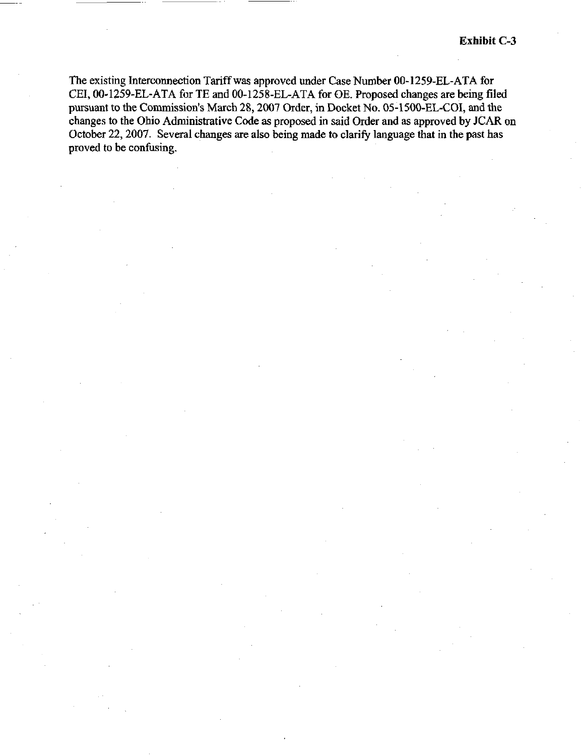**Exhibit C-3**

The existing Interconnection Tariff was approved under Case Number 00-1259-EL-ATA for CEI, 00-1259-EL-ATA for TE and 00-1258-EL-ATA for OE. Proposed changes are being filed pursuant to the Commission's March 28, 2007 Order, in Docket No. 05-1500-EL-COI, and the changes to the Ohio Administrative Code as proposed in said Order and as approved by JCAR on October 22, 2007. Several changes are also being made to clarify language that in the past has proved to be confusing.